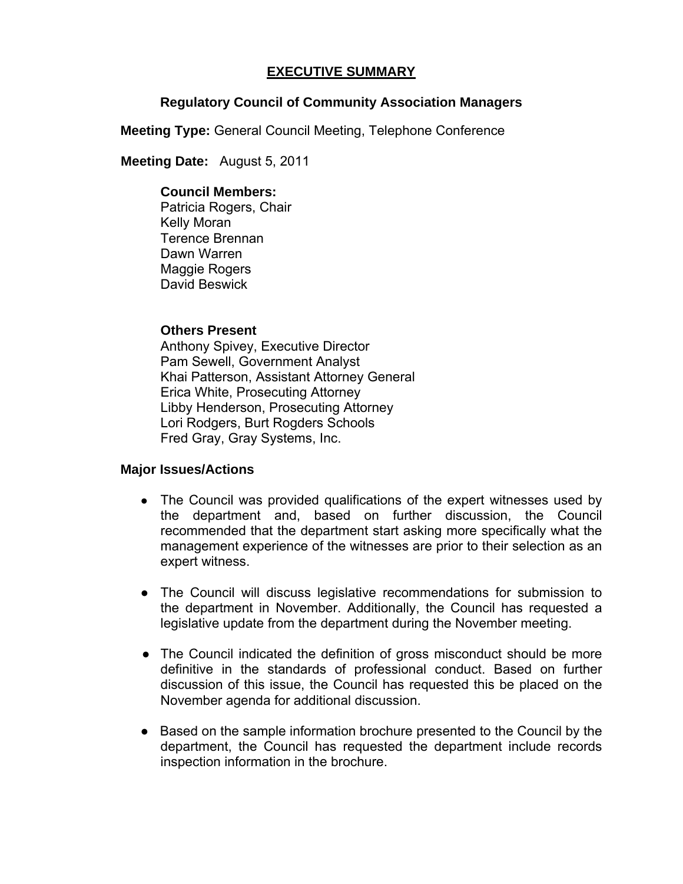# EXECUTIVE SUMMARY

## Regulatory Council of Community Association Managers

**Meeting Type:** General Council Meeting, Telephone Conference

**Meeting Date:** August 5, 2011

**Council Members:**
Patricia Rogers, Chair
Kelly Moran
Terence Brennan
Dawn Warren
Maggie Rogers
David Beswick

**Others Present**
Anthony Spivey, Executive Director
Pam Sewell, Government Analyst
Khai Patterson, Assistant Attorney General
Erica White, Prosecuting Attorney
Libby Henderson, Prosecuting Attorney
Lori Rodgers, Burt Rogders Schools
Fred Gray, Gray Systems, Inc.

**Major Issues/Actions**

- The Council was provided qualifications of the expert witnesses used by the department and, based on further discussion, the Council recommended that the department start asking more specifically what the management experience of the witnesses are prior to their selection as an expert witness.

- The Council will discuss legislative recommendations for submission to the department in November. Additionally, the Council has requested a legislative update from the department during the November meeting.

- The Council indicated the definition of gross misconduct should be more definitive in the standards of professional conduct. Based on further discussion of this issue, the Council has requested this be placed on the November agenda for additional discussion.

- Based on the sample information brochure presented to the Council by the department, the Council has requested the department include records inspection information in the brochure.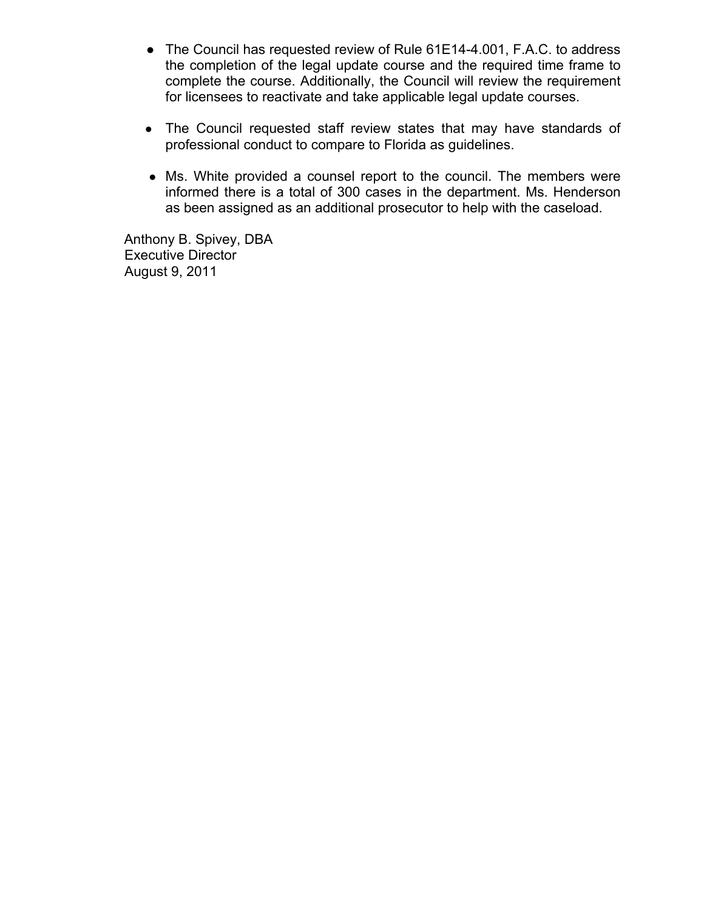- The Council has requested review of Rule 61E14-4.001, F.A.C. to address the completion of the legal update course and the required time frame to complete the course. Additionally, the Council will review the requirement for licensees to reactivate and take applicable legal update courses.

- The Council requested staff review states that may have standards of professional conduct to compare to Florida as guidelines.

- Ms. White provided a counsel report to the council. The members were informed there is a total of 300 cases in the department. Ms. Henderson as been assigned as an additional prosecutor to help with the caseload.

Anthony B. Spivey, DBA
Executive Director
August 9, 2011